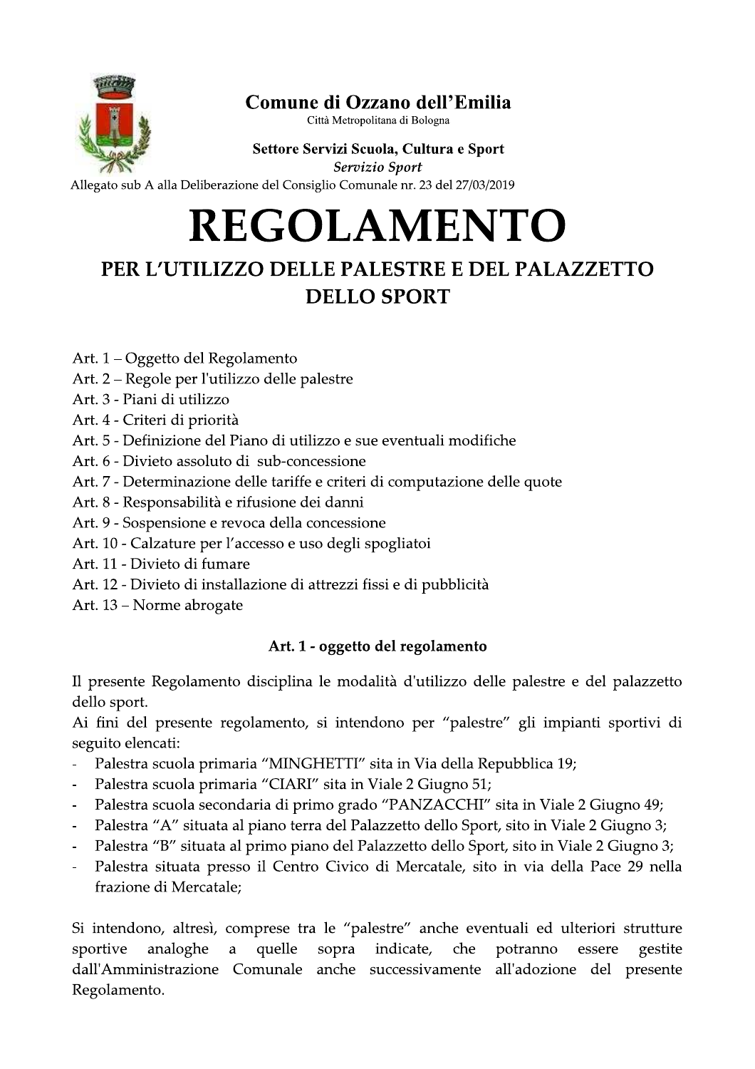**Comune di Ozzano dell'Emilia**
Città Metropolitana di Bologna

**Settore Servizi Scuola, Cultura e Sport**
*Servizio Sport*

Allegato sub A alla Deliberazione del Consiglio Comunale nr. 23 del 27/03/2019

# REGOLAMENTO

## PER L'UTILIZZO DELLE PALESTRE E DEL PALAZZETTO DELLO SPORT

Art. 1 – Oggetto del Regolamento
Art. 2 – Regole per l'utilizzo delle palestre
Art. 3 - Piani di utilizzo
Art. 4 - Criteri di priorità
Art. 5 - Definizione del Piano di utilizzo e sue eventuali modifiche
Art. 6 - Divieto assoluto di sub-concessione
Art. 7 - Determinazione delle tariffe e criteri di computazione delle quote
Art. 8 - Responsabilità e rifusione dei danni
Art. 9 - Sospensione e revoca della concessione
Art. 10 - Calzature per l'accesso e uso degli spogliatoi
Art. 11 - Divieto di fumare
Art. 12 - Divieto di installazione di attrezzi fissi e di pubblicità
Art. 13 – Norme abrogate

### Art. 1 - oggetto del regolamento

Il presente Regolamento disciplina le modalità d'utilizzo delle palestre e del palazzetto dello sport.
Ai fini del presente regolamento, si intendono per "palestre" gli impianti sportivi di seguito elencati:

- Palestra scuola primaria "MINGHETTI" sita in Via della Repubblica 19;
- Palestra scuola primaria "CIARI" sita in Viale 2 Giugno 51;
- Palestra scuola secondaria di primo grado "PANZACCHI" sita in Viale 2 Giugno 49;
- Palestra "A" situata al piano terra del Palazzetto dello Sport, sito in Viale 2 Giugno 3;
- Palestra "B" situata al primo piano del Palazzetto dello Sport, sito in Viale 2 Giugno 3;
- Palestra situata presso il Centro Civico di Mercatale, sito in via della Pace 29 nella frazione di Mercatale;

Si intendono, altresì, comprese tra le "palestre" anche eventuali ed ulteriori strutture sportive analoghe a quelle sopra indicate, che potranno essere gestite dall'Amministrazione Comunale anche successivamente all'adozione del presente Regolamento.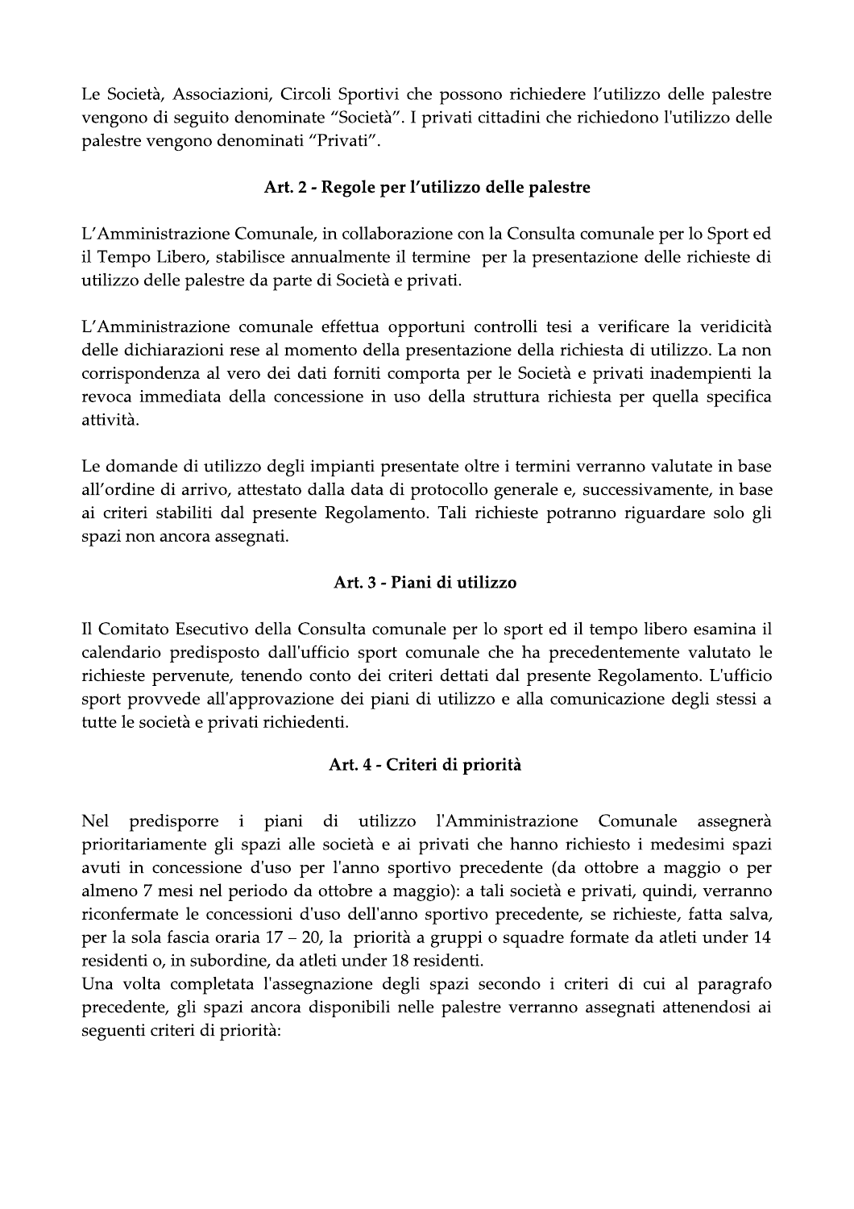Le Società, Associazioni, Circoli Sportivi che possono richiedere l'utilizzo delle palestre vengono di seguito denominate "Società". I privati cittadini che richiedono l'utilizzo delle palestre vengono denominati "Privati".

## Art. 2 - Regole per l'utilizzo delle palestre

L'Amministrazione Comunale, in collaborazione con la Consulta comunale per lo Sport ed il Tempo Libero, stabilisce annualmente il termine per la presentazione delle richieste di utilizzo delle palestre da parte di Società e privati.

L'Amministrazione comunale effettua opportuni controlli tesi a verificare la veridicità delle dichiarazioni rese al momento della presentazione della richiesta di utilizzo. La non corrispondenza al vero dei dati forniti comporta per le Società e privati inadempienti la revoca immediata della concessione in uso della struttura richiesta per quella specifica attività.

Le domande di utilizzo degli impianti presentate oltre i termini verranno valutate in base all'ordine di arrivo, attestato dalla data di protocollo generale e, successivamente, in base ai criteri stabiliti dal presente Regolamento. Tali richieste potranno riguardare solo gli spazi non ancora assegnati.

## Art. 3 - Piani di utilizzo

Il Comitato Esecutivo della Consulta comunale per lo sport ed il tempo libero esamina il calendario predisposto dall'ufficio sport comunale che ha precedentemente valutato le richieste pervenute, tenendo conto dei criteri dettati dal presente Regolamento. L'ufficio sport provvede all'approvazione dei piani di utilizzo e alla comunicazione degli stessi a tutte le società e privati richiedenti.

## Art. 4 - Criteri di priorità

Nel predisporre i piani di utilizzo l'Amministrazione Comunale assegnerà prioritariamente gli spazi alle società e ai privati che hanno richiesto i medesimi spazi avuti in concessione d'uso per l'anno sportivo precedente (da ottobre a maggio o per almeno 7 mesi nel periodo da ottobre a maggio): a tali società e privati, quindi, verranno riconfermate le concessioni d'uso dell'anno sportivo precedente, se richieste, fatta salva, per la sola fascia oraria 17 – 20, la priorità a gruppi o squadre formate da atleti under 14 residenti o, in subordine, da atleti under 18 residenti.
Una volta completata l'assegnazione degli spazi secondo i criteri di cui al paragrafo precedente, gli spazi ancora disponibili nelle palestre verranno assegnati attenendosi ai seguenti criteri di priorità: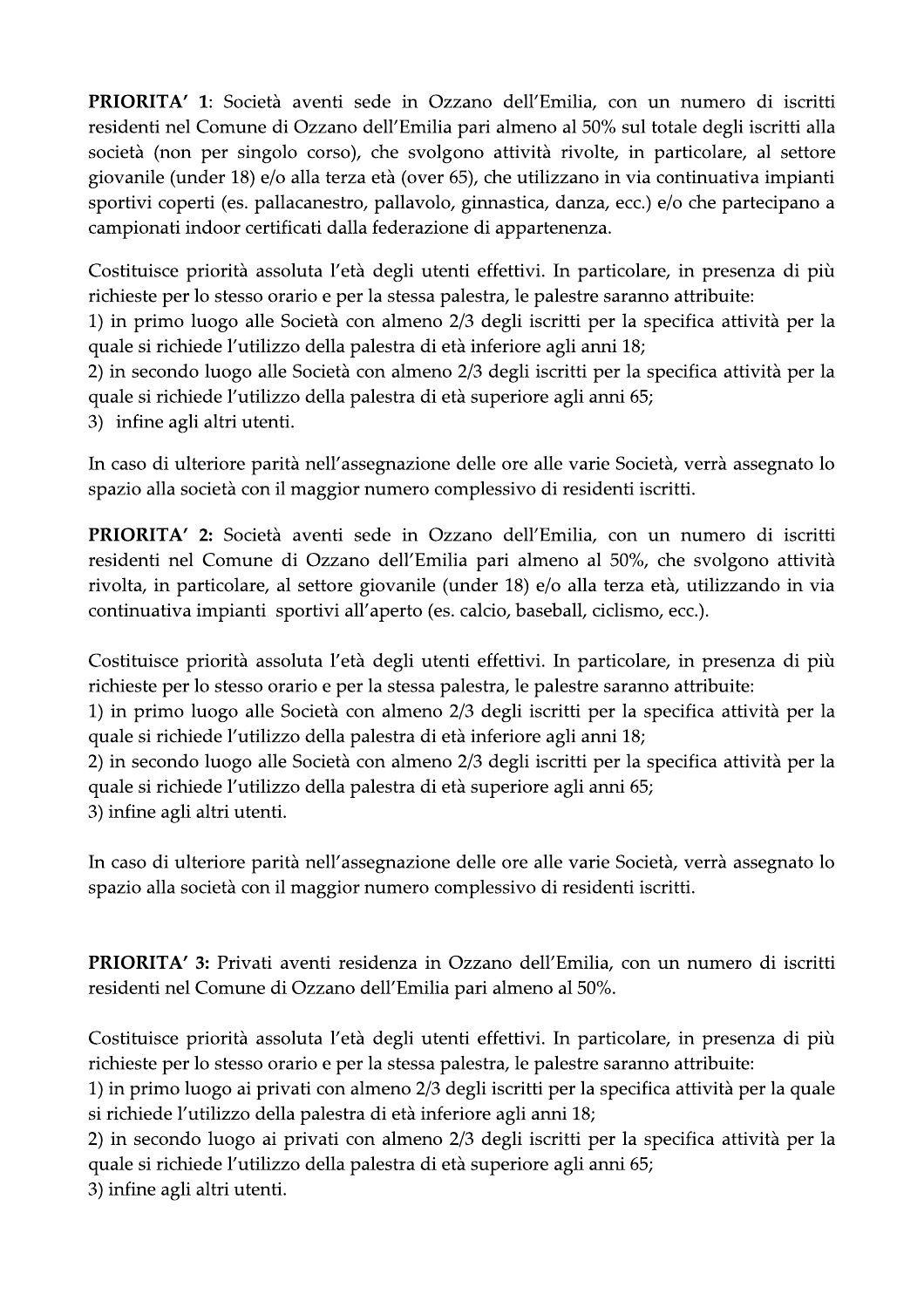**PRIORITA' 1**: Società aventi sede in Ozzano dell'Emilia, con un numero di iscritti residenti nel Comune di Ozzano dell'Emilia pari almeno al 50% sul totale degli iscritti alla società (non per singolo corso), che svolgono attività rivolte, in particolare, al settore giovanile (under 18) e/o alla terza età (over 65), che utilizzano in via continuativa impianti sportivi coperti (es. pallacanestro, pallavolo, ginnastica, danza, ecc.) e/o che partecipano a campionati indoor certificati dalla federazione di appartenenza.

Costituisce priorità assoluta l'età degli utenti effettivi. In particolare, in presenza di più richieste per lo stesso orario e per la stessa palestra, le palestre saranno attribuite:
1) in primo luogo alle Società con almeno 2/3 degli iscritti per la specifica attività per la quale si richiede l'utilizzo della palestra di età inferiore agli anni 18;
2) in secondo luogo alle Società con almeno 2/3 degli iscritti per la specifica attività per la quale si richiede l'utilizzo della palestra di età superiore agli anni 65;
3) infine agli altri utenti.

In caso di ulteriore parità nell'assegnazione delle ore alle varie Società, verrà assegnato lo spazio alla società con il maggior numero complessivo di residenti iscritti.

**PRIORITA' 2:** Società aventi sede in Ozzano dell'Emilia, con un numero di iscritti residenti nel Comune di Ozzano dell'Emilia pari almeno al 50%, che svolgono attività rivolta, in particolare, al settore giovanile (under 18) e/o alla terza età, utilizzando in via continuativa impianti sportivi all'aperto (es. calcio, baseball, ciclismo, ecc.).

Costituisce priorità assoluta l'età degli utenti effettivi. In particolare, in presenza di più richieste per lo stesso orario e per la stessa palestra, le palestre saranno attribuite:
1) in primo luogo alle Società con almeno 2/3 degli iscritti per la specifica attività per la quale si richiede l'utilizzo della palestra di età inferiore agli anni 18;
2) in secondo luogo alle Società con almeno 2/3 degli iscritti per la specifica attività per la quale si richiede l'utilizzo della palestra di età superiore agli anni 65;
3) infine agli altri utenti.

In caso di ulteriore parità nell'assegnazione delle ore alle varie Società, verrà assegnato lo spazio alla società con il maggior numero complessivo di residenti iscritti.

**PRIORITA' 3:** Privati aventi residenza in Ozzano dell'Emilia, con un numero di iscritti residenti nel Comune di Ozzano dell'Emilia pari almeno al 50%.

Costituisce priorità assoluta l'età degli utenti effettivi. In particolare, in presenza di più richieste per lo stesso orario e per la stessa palestra, le palestre saranno attribuite:
1) in primo luogo ai privati con almeno 2/3 degli iscritti per la specifica attività per la quale si richiede l'utilizzo della palestra di età inferiore agli anni 18;
2) in secondo luogo ai privati con almeno 2/3 degli iscritti per la specifica attività per la quale si richiede l'utilizzo della palestra di età superiore agli anni 65;
3) infine agli altri utenti.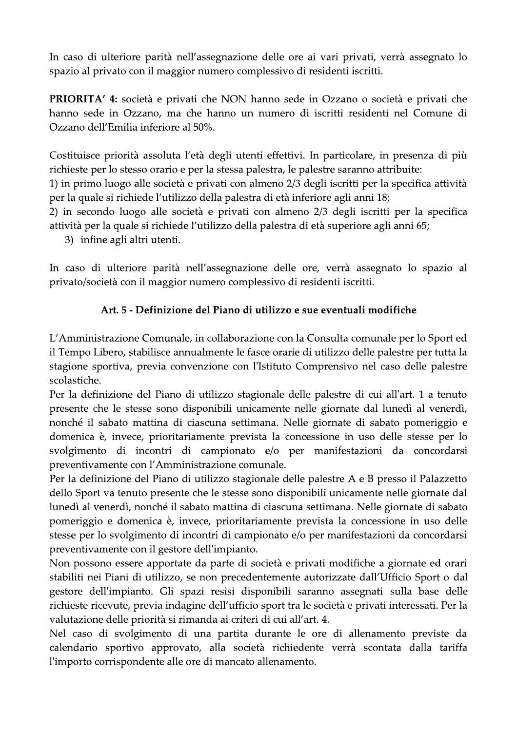In caso di ulteriore parità nell'assegnazione delle ore ai vari privati, verrà assegnato lo spazio al privato con il maggior numero complessivo di residenti iscritti.

**PRIORITA' 4:** società e privati che NON hanno sede in Ozzano o società e privati che hanno sede in Ozzano, ma che hanno un numero di iscritti residenti nel Comune di Ozzano dell'Emilia inferiore al 50%.

Costituisce priorità assoluta l'età degli utenti effettivi. In particolare, in presenza di più richieste per lo stesso orario e per la stessa palestra, le palestre saranno attribuite:

1) in primo luogo alle società e privati con almeno 2/3 degli iscritti per la specifica attività per la quale si richiede l'utilizzo della palestra di età inferiore agli anni 18;
2) in secondo luogo alle società e privati con almeno 2/3 degli iscritti per la specifica attività per la quale si richiede l'utilizzo della palestra di età superiore agli anni 65;
3) infine agli altri utenti.

In caso di ulteriore parità nell'assegnazione delle ore, verrà assegnato lo spazio al privato/società con il maggior numero complessivo di residenti iscritti.

## Art. 5 - Definizione del Piano di utilizzo e sue eventuali modifiche

L'Amministrazione Comunale, in collaborazione con la Consulta comunale per lo Sport ed il Tempo Libero, stabilisce annualmente le fasce orarie di utilizzo delle palestre per tutta la stagione sportiva, previa convenzione con l'Istituto Comprensivo nel caso delle palestre scolastiche.
Per la definizione del Piano di utilizzo stagionale delle palestre di cui all'art. 1 a tenuto presente che le stesse sono disponibili unicamente nelle giornate dal lunedì al venerdì, nonché il sabato mattina di ciascuna settimana. Nelle giornate di sabato pomeriggio e domenica è, invece, prioritariamente prevista la concessione in uso delle stesse per lo svolgimento di incontri di campionato e/o per manifestazioni da concordarsi preventivamente con l'Amministrazione comunale.
Per la definizione del Piano di utilizzo stagionale delle palestre A e B presso il Palazzetto dello Sport va tenuto presente che le stesse sono disponibili unicamente nelle giornate dal lunedì al venerdì, nonché il sabato mattina di ciascuna settimana. Nelle giornate di sabato pomeriggio e domenica è, invece, prioritariamente prevista la concessione in uso delle stesse per lo svolgimento di incontri di campionato e/o per manifestazioni da concordarsi preventivamente con il gestore dell'impianto.
Non possono essere apportate da parte di società e privati modifiche a giornate ed orari stabiliti nei Piani di utilizzo, se non precedentemente autorizzate dall'Ufficio Sport o dal gestore dell'impianto. Gli spazi resisi disponibili saranno assegnati sulla base delle richieste ricevute, previa indagine dell'ufficio sport tra le società e privati interessati. Per la valutazione delle priorità si rimanda ai criteri di cui all'art. 4.
Nel caso di svolgimento di una partita durante le ore di allenamento previste da calendario sportivo approvato, alla società richiedente verrà scontata dalla tariffa l'importo corrispondente alle ore di mancato allenamento.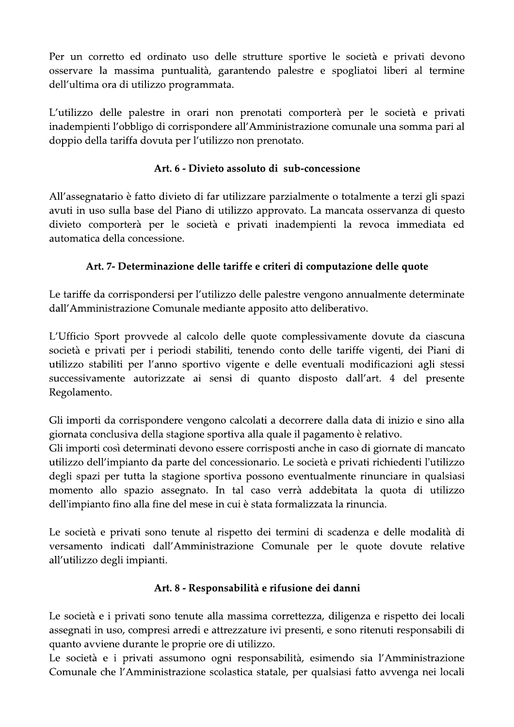Per un corretto ed ordinato uso delle strutture sportive le società e privati devono osservare la massima puntualità, garantendo palestre e spogliatoi liberi al termine dell'ultima ora di utilizzo programmata.

L'utilizzo delle palestre in orari non prenotati comporterà per le società e privati inadempienti l'obbligo di corrispondere all'Amministrazione comunale una somma pari al doppio della tariffa dovuta per l'utilizzo non prenotato.

### Art. 6 - Divieto assoluto di sub-concessione

All'assegnatario è fatto divieto di far utilizzare parzialmente o totalmente a terzi gli spazi avuti in uso sulla base del Piano di utilizzo approvato. La mancata osservanza di questo divieto comporterà per le società e privati inadempienti la revoca immediata ed automatica della concessione.

### Art. 7- Determinazione delle tariffe e criteri di computazione delle quote

Le tariffe da corrispondersi per l'utilizzo delle palestre vengono annualmente determinate dall'Amministrazione Comunale mediante apposito atto deliberativo.

L'Ufficio Sport provvede al calcolo delle quote complessivamente dovute da ciascuna società e privati per i periodi stabiliti, tenendo conto delle tariffe vigenti, dei Piani di utilizzo stabiliti per l'anno sportivo vigente e delle eventuali modificazioni agli stessi successivamente autorizzate ai sensi di quanto disposto dall'art. 4 del presente Regolamento.

Gli importi da corrispondere vengono calcolati a decorrere dalla data di inizio e sino alla giornata conclusiva della stagione sportiva alla quale il pagamento è relativo.
Gli importi così determinati devono essere corrisposti anche in caso di giornate di mancato utilizzo dell'impianto da parte del concessionario. Le società e privati richiedenti l'utilizzo degli spazi per tutta la stagione sportiva possono eventualmente rinunciare in qualsiasi momento allo spazio assegnato. In tal caso verrà addebitata la quota di utilizzo dell'impianto fino alla fine del mese in cui è stata formalizzata la rinuncia.

Le società e privati sono tenute al rispetto dei termini di scadenza e delle modalità di versamento indicati dall'Amministrazione Comunale per le quote dovute relative all'utilizzo degli impianti.

### Art. 8 - Responsabilità e rifusione dei danni

Le società e i privati sono tenute alla massima correttezza, diligenza e rispetto dei locali assegnati in uso, compresi arredi e attrezzature ivi presenti, e sono ritenuti responsabili di quanto avviene durante le proprie ore di utilizzo.
Le società e i privati assumono ogni responsabilità, esimendo sia l'Amministrazione Comunale che l'Amministrazione scolastica statale, per qualsiasi fatto avvenga nei locali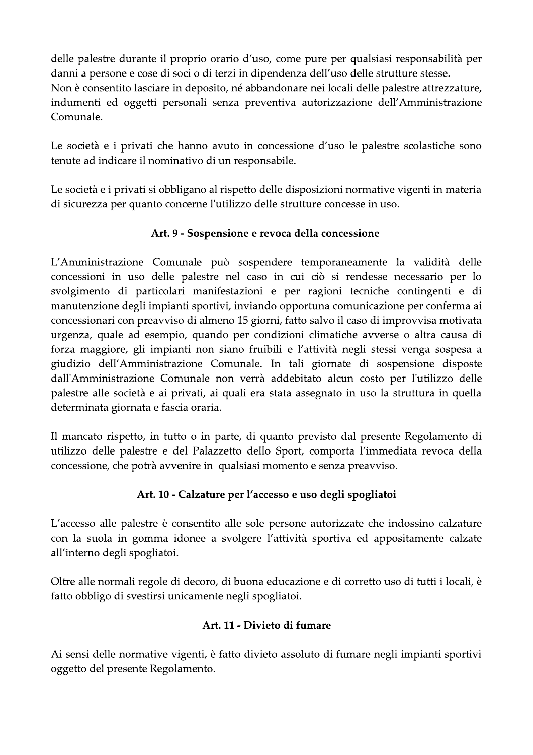delle palestre durante il proprio orario d'uso, come pure per qualsiasi responsabilità per danni a persone e cose di soci o di terzi in dipendenza dell'uso delle strutture stesse.
Non è consentito lasciare in deposito, né abbandonare nei locali delle palestre attrezzature, indumenti ed oggetti personali senza preventiva autorizzazione dell'Amministrazione Comunale.

Le società e i privati che hanno avuto in concessione d'uso le palestre scolastiche sono tenute ad indicare il nominativo di un responsabile.

Le società e i privati si obbligano al rispetto delle disposizioni normative vigenti in materia di sicurezza per quanto concerne l'utilizzo delle strutture concesse in uso.

### Art. 9 - Sospensione e revoca della concessione

L'Amministrazione Comunale può sospendere temporaneamente la validità delle concessioni in uso delle palestre nel caso in cui ciò si rendesse necessario per lo svolgimento di particolari manifestazioni e per ragioni tecniche contingenti e di manutenzione degli impianti sportivi, inviando opportuna comunicazione per conferma ai concessionari con preavviso di almeno 15 giorni, fatto salvo il caso di improvvisa motivata urgenza, quale ad esempio, quando per condizioni climatiche avverse o altra causa di forza maggiore, gli impianti non siano fruibili e l'attività negli stessi venga sospesa a giudizio dell'Amministrazione Comunale. In tali giornate di sospensione disposte dall'Amministrazione Comunale non verrà addebitato alcun costo per l'utilizzo delle palestre alle società e ai privati, ai quali era stata assegnato in uso la struttura in quella determinata giornata e fascia oraria.

Il mancato rispetto, in tutto o in parte, di quanto previsto dal presente Regolamento di utilizzo delle palestre e del Palazzetto dello Sport, comporta l'immediata revoca della concessione, che potrà avvenire in qualsiasi momento e senza preavviso.

### Art. 10 - Calzature per l'accesso e uso degli spogliatoi

L'accesso alle palestre è consentito alle sole persone autorizzate che indossino calzature con la suola in gomma idonee a svolgere l'attività sportiva ed appositamente calzate all'interno degli spogliatoi.

Oltre alle normali regole di decoro, di buona educazione e di corretto uso di tutti i locali, è fatto obbligo di svestirsi unicamente negli spogliatoi.

### Art. 11 - Divieto di fumare

Ai sensi delle normative vigenti, è fatto divieto assoluto di fumare negli impianti sportivi oggetto del presente Regolamento.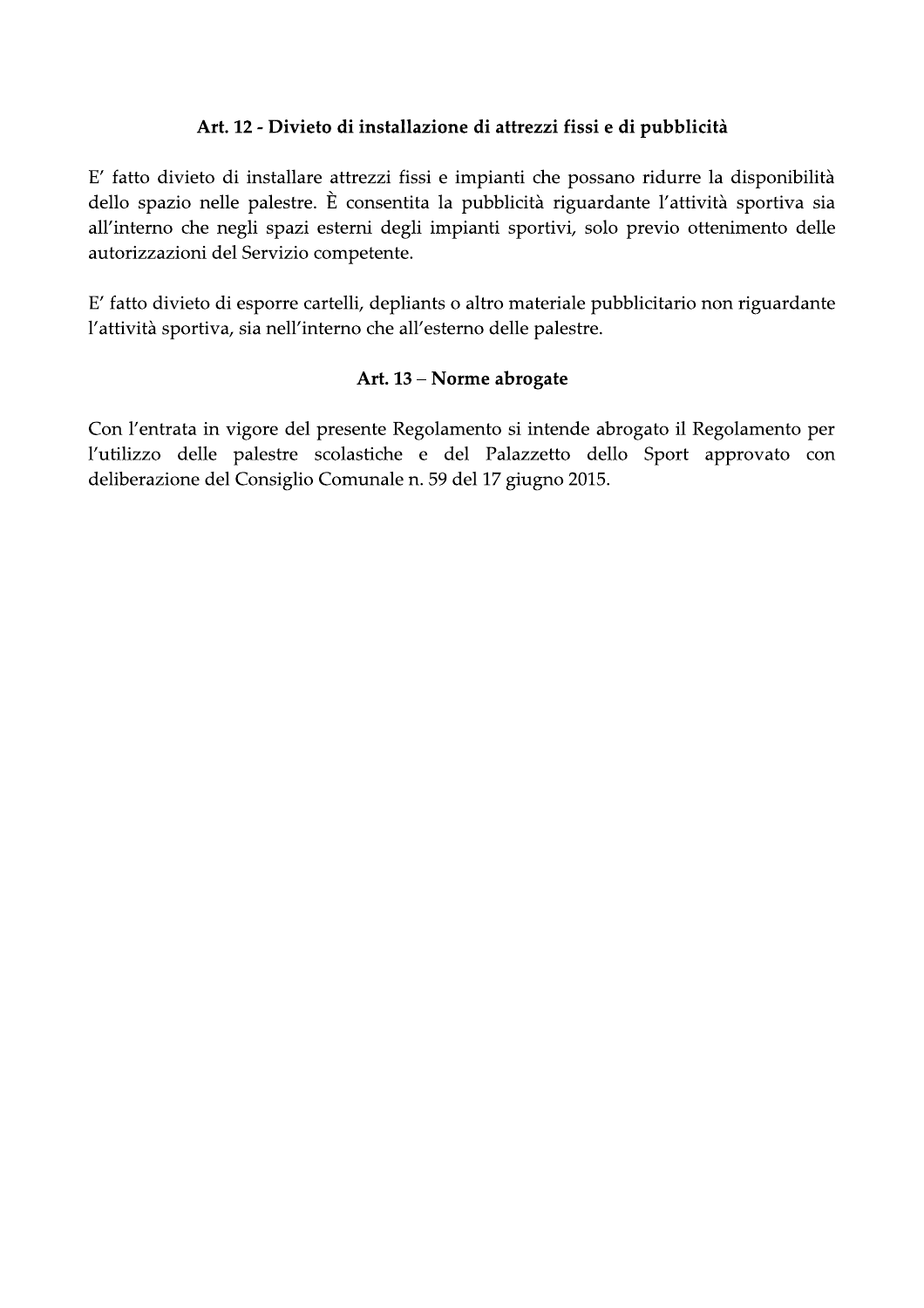### Art. 12 - Divieto di installazione di attrezzi fissi e di pubblicità

E' fatto divieto di installare attrezzi fissi e impianti che possano ridurre la disponibilità dello spazio nelle palestre. È consentita la pubblicità riguardante l'attività sportiva sia all'interno che negli spazi esterni degli impianti sportivi, solo previo ottenimento delle autorizzazioni del Servizio competente.

E' fatto divieto di esporre cartelli, depliants o altro materiale pubblicitario non riguardante l'attività sportiva, sia nell'interno che all'esterno delle palestre.

### Art. 13 – Norme abrogate

Con l'entrata in vigore del presente Regolamento si intende abrogato il Regolamento per l'utilizzo delle palestre scolastiche e del Palazzetto dello Sport approvato con deliberazione del Consiglio Comunale n. 59 del 17 giugno 2015.